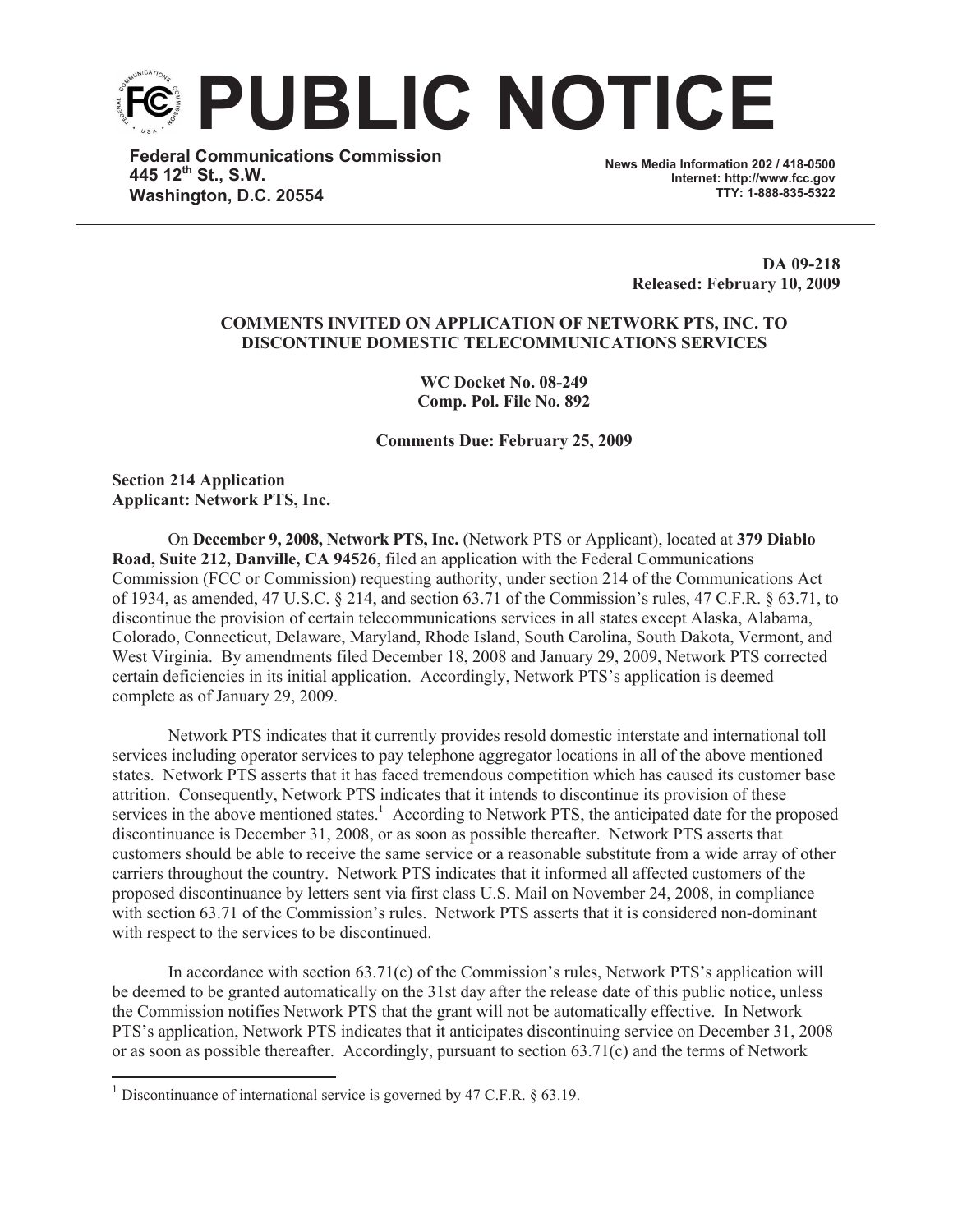# PUBLIC NOTICE

**Federal Communications Commission**
**445 12th St., S.W.**
**Washington, D.C. 20554**

**News Media Information 202 / 418-0500**
**Internet: http://www.fcc.gov**
**TTY: 1-888-835-5322**

**DA 09-218**
**Released: February 10, 2009**

**COMMENTS INVITED ON APPLICATION OF NETWORK PTS, INC. TO DISCONTINUE DOMESTIC TELECOMMUNICATIONS SERVICES**

**WC Docket No. 08-249**
**Comp. Pol. File No. 892**

**Comments Due: February 25, 2009**

**Section 214 Application**
**Applicant: Network PTS, Inc.**

On **December 9, 2008, Network PTS, Inc.** (Network PTS or Applicant), located at **379 Diablo Road, Suite 212, Danville, CA 94526**, filed an application with the Federal Communications Commission (FCC or Commission) requesting authority, under section 214 of the Communications Act of 1934, as amended, 47 U.S.C. § 214, and section 63.71 of the Commission's rules, 47 C.F.R. § 63.71, to discontinue the provision of certain telecommunications services in all states except Alaska, Alabama, Colorado, Connecticut, Delaware, Maryland, Rhode Island, South Carolina, South Dakota, Vermont, and West Virginia. By amendments filed December 18, 2008 and January 29, 2009, Network PTS corrected certain deficiencies in its initial application. Accordingly, Network PTS's application is deemed complete as of January 29, 2009.

Network PTS indicates that it currently provides resold domestic interstate and international toll services including operator services to pay telephone aggregator locations in all of the above mentioned states. Network PTS asserts that it has faced tremendous competition which has caused its customer base attrition. Consequently, Network PTS indicates that it intends to discontinue its provision of these services in the above mentioned states.[1] According to Network PTS, the anticipated date for the proposed discontinuance is December 31, 2008, or as soon as possible thereafter. Network PTS asserts that customers should be able to receive the same service or a reasonable substitute from a wide array of other carriers throughout the country. Network PTS indicates that it informed all affected customers of the proposed discontinuance by letters sent via first class U.S. Mail on November 24, 2008, in compliance with section 63.71 of the Commission's rules. Network PTS asserts that it is considered non-dominant with respect to the services to be discontinued.

In accordance with section 63.71(c) of the Commission's rules, Network PTS's application will be deemed to be granted automatically on the 31st day after the release date of this public notice, unless the Commission notifies Network PTS that the grant will not be automatically effective. In Network PTS's application, Network PTS indicates that it anticipates discontinuing service on December 31, 2008 or as soon as possible thereafter. Accordingly, pursuant to section 63.71(c) and the terms of Network

[1] Discontinuance of international service is governed by 47 C.F.R. § 63.19.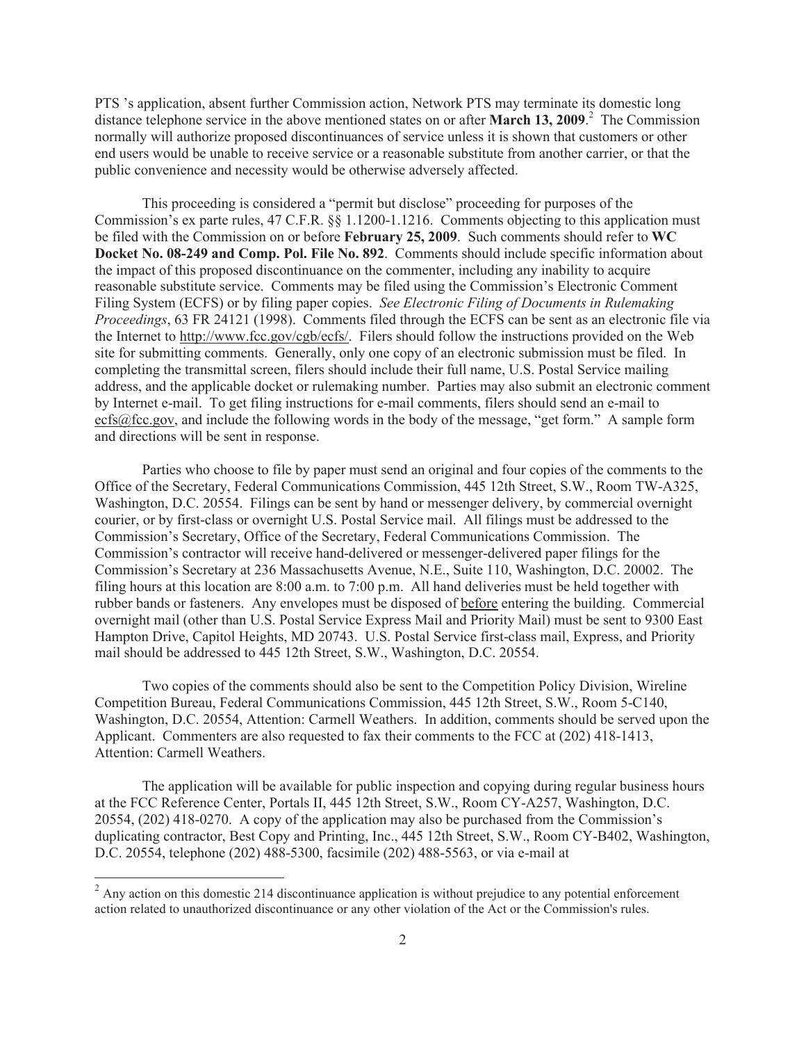PTS 's application, absent further Commission action, Network PTS may terminate its domestic long distance telephone service in the above mentioned states on or after **March 13, 2009**.[2] The Commission normally will authorize proposed discontinuances of service unless it is shown that customers or other end users would be unable to receive service or a reasonable substitute from another carrier, or that the public convenience and necessity would be otherwise adversely affected.

This proceeding is considered a "permit but disclose" proceeding for purposes of the Commission's ex parte rules, 47 C.F.R. §§ 1.1200-1.1216. Comments objecting to this application must be filed with the Commission on or before **February 25, 2009**. Such comments should refer to **WC Docket No. 08-249 and Comp. Pol. File No. 892**. Comments should include specific information about the impact of this proposed discontinuance on the commenter, including any inability to acquire reasonable substitute service. Comments may be filed using the Commission's Electronic Comment Filing System (ECFS) or by filing paper copies. *See Electronic Filing of Documents in Rulemaking Proceedings*, 63 FR 24121 (1998). Comments filed through the ECFS can be sent as an electronic file via the Internet to http://www.fcc.gov/cgb/ecfs/. Filers should follow the instructions provided on the Web site for submitting comments. Generally, only one copy of an electronic submission must be filed. In completing the transmittal screen, filers should include their full name, U.S. Postal Service mailing address, and the applicable docket or rulemaking number. Parties may also submit an electronic comment by Internet e-mail. To get filing instructions for e-mail comments, filers should send an e-mail to ecfs@fcc.gov, and include the following words in the body of the message, "get form." A sample form and directions will be sent in response.

Parties who choose to file by paper must send an original and four copies of the comments to the Office of the Secretary, Federal Communications Commission, 445 12th Street, S.W., Room TW-A325, Washington, D.C. 20554. Filings can be sent by hand or messenger delivery, by commercial overnight courier, or by first-class or overnight U.S. Postal Service mail. All filings must be addressed to the Commission's Secretary, Office of the Secretary, Federal Communications Commission. The Commission's contractor will receive hand-delivered or messenger-delivered paper filings for the Commission's Secretary at 236 Massachusetts Avenue, N.E., Suite 110, Washington, D.C. 20002. The filing hours at this location are 8:00 a.m. to 7:00 p.m. All hand deliveries must be held together with rubber bands or fasteners. Any envelopes must be disposed of before entering the building. Commercial overnight mail (other than U.S. Postal Service Express Mail and Priority Mail) must be sent to 9300 East Hampton Drive, Capitol Heights, MD 20743. U.S. Postal Service first-class mail, Express, and Priority mail should be addressed to 445 12th Street, S.W., Washington, D.C. 20554.

Two copies of the comments should also be sent to the Competition Policy Division, Wireline Competition Bureau, Federal Communications Commission, 445 12th Street, S.W., Room 5-C140, Washington, D.C. 20554, Attention: Carmell Weathers. In addition, comments should be served upon the Applicant. Commenters are also requested to fax their comments to the FCC at (202) 418-1413, Attention: Carmell Weathers.

The application will be available for public inspection and copying during regular business hours at the FCC Reference Center, Portals II, 445 12th Street, S.W., Room CY-A257, Washington, D.C. 20554, (202) 418-0270. A copy of the application may also be purchased from the Commission's duplicating contractor, Best Copy and Printing, Inc., 445 12th Street, S.W., Room CY-B402, Washington, D.C. 20554, telephone (202) 488-5300, facsimile (202) 488-5563, or via e-mail at

[2] Any action on this domestic 214 discontinuance application is without prejudice to any potential enforcement action related to unauthorized discontinuance or any other violation of the Act or the Commission's rules.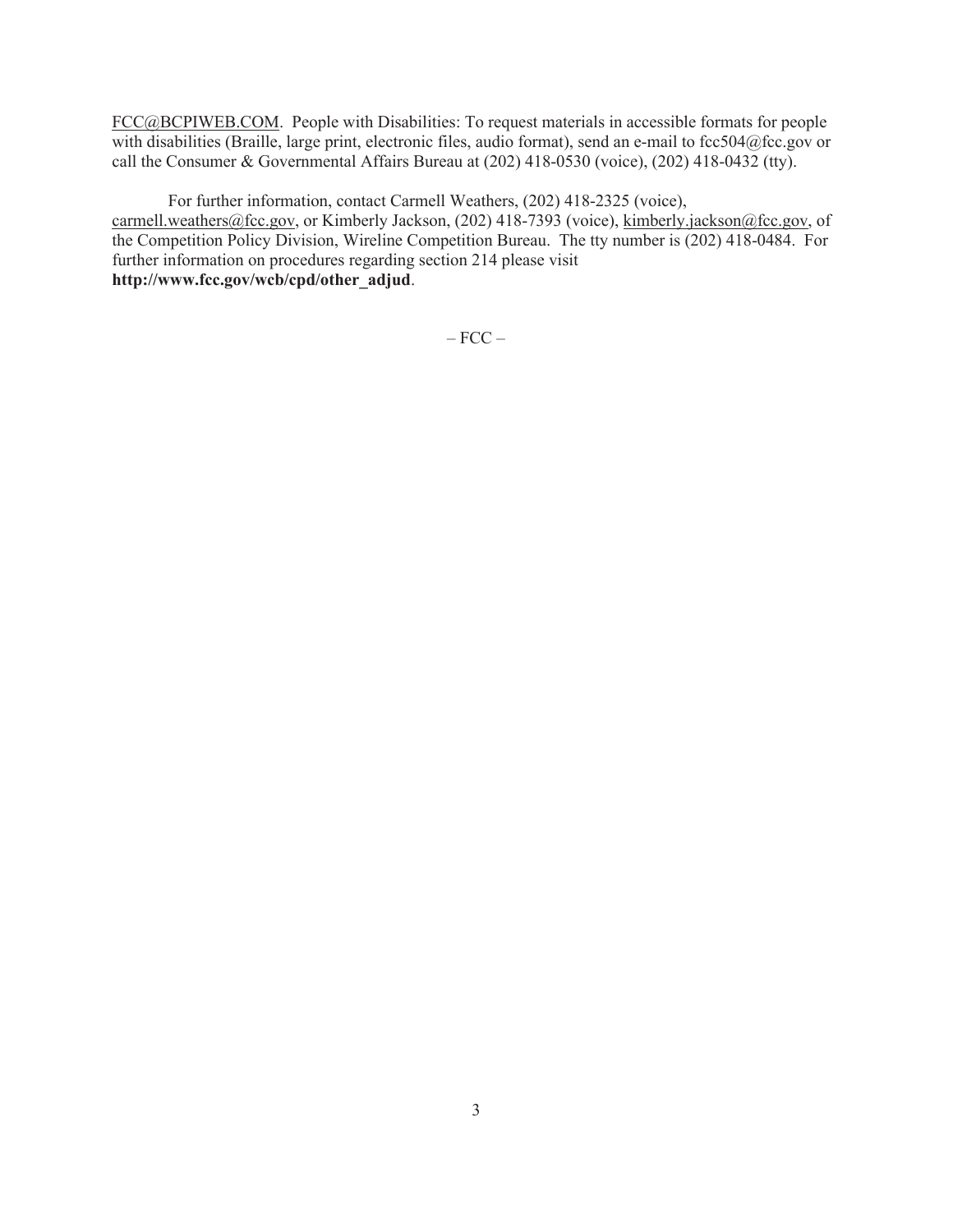FCC@BCPIWEB.COM. People with Disabilities: To request materials in accessible formats for people with disabilities (Braille, large print, electronic files, audio format), send an e-mail to fcc504@fcc.gov or call the Consumer & Governmental Affairs Bureau at (202) 418-0530 (voice), (202) 418-0432 (tty).

For further information, contact Carmell Weathers, (202) 418-2325 (voice), carmell.weathers@fcc.gov, or Kimberly Jackson, (202) 418-7393 (voice), kimberly.jackson@fcc.gov, of the Competition Policy Division, Wireline Competition Bureau. The tty number is (202) 418-0484. For further information on procedures regarding section 214 please visit **http://www.fcc.gov/wcb/cpd/other_adjud**.

– FCC –